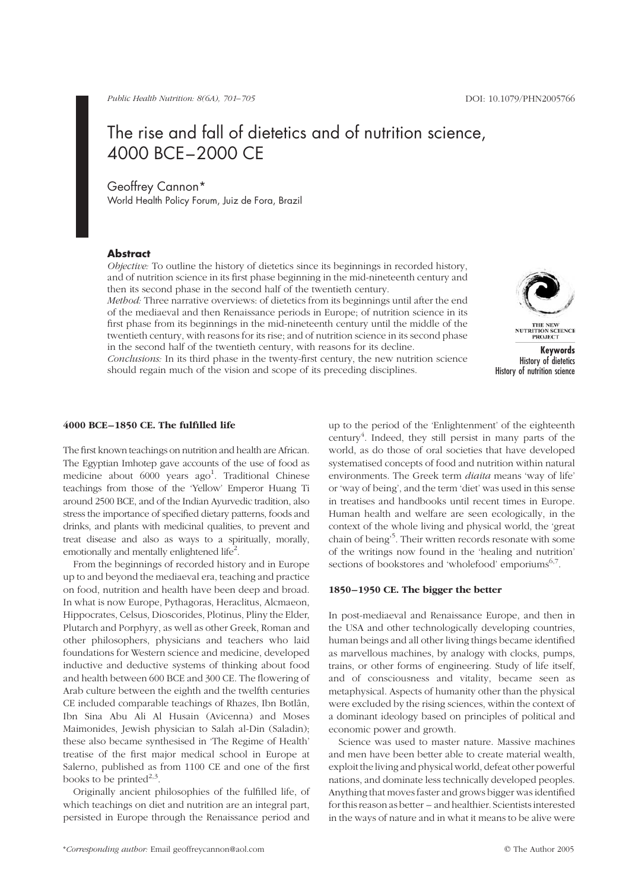# The rise and fall of dietetics and of nutrition science, 4000 BCE–2000 CE

Geoffrey Cannon*

World Health Policy Forum, Juiz de Fora, Brazil

## Abstract

*Objective:* To outline the history of dietetics since its beginnings in recorded history, and of nutrition science in its first phase beginning in the mid-nineteenth century and then its second phase in the second half of the twentieth century.

*Method:* Three narrative overviews: of dietetics from its beginnings until after the end of the mediaeval and then Renaissance periods in Europe; of nutrition science in its first phase from its beginnings in the mid-nineteenth century until the middle of the twentieth century, with reasons for its rise; and of nutrition science in its second phase in the second half of the twentieth century, with reasons for its decline.

*Conclusions:* In its third phase in the twenty-first century, the new nutrition science should regain much of the vision and scope of its preceding disciplines.

THE NEW NUTRITION SCIENCE PROJECT

**Keywords**
History of dietetics
History of nutrition science

### 4000 BCE–1850 CE. The fulfilled life

The first known teachings on nutrition and health are African. The Egyptian Imhotep gave accounts of the use of food as medicine about 6000 years ago[1]. Traditional Chinese teachings from those of the 'Yellow' Emperor Huang Ti around 2500 BCE, and of the Indian Ayurvedic tradition, also stress the importance of specified dietary patterns, foods and drinks, and plants with medicinal qualities, to prevent and treat disease and also as ways to a spiritually, morally, emotionally and mentally enlightened life[2].

From the beginnings of recorded history and in Europe up to and beyond the mediaeval era, teaching and practice on food, nutrition and health have been deep and broad. In what is now Europe, Pythagoras, Heraclitus, Alcmaeon, Hippocrates, Celsus, Dioscorides, Plotinus, Pliny the Elder, Plutarch and Porphyry, as well as other Greek, Roman and other philosophers, physicians and teachers who laid foundations for Western science and medicine, developed inductive and deductive systems of thinking about food and health between 600 BCE and 300 CE. The flowering of Arab culture between the eighth and the twelfth centuries CE included comparable teachings of Rhazes, Ibn Botlân, Ibn Sina Abu Ali Al Husain (Avicenna) and Moses Maimonides, Jewish physician to Salah al-Din (Saladin); these also became synthesised in 'The Regime of Health' treatise of the first major medical school in Europe at Salerno, published as from 1100 CE and one of the first books to be printed[2,3].

Originally ancient philosophies of the fulfilled life, of which teachings on diet and nutrition are an integral part, persisted in Europe through the Renaissance period and up to the period of the 'Enlightenment' of the eighteenth century[4]. Indeed, they still persist in many parts of the world, as do those of oral societies that have developed systematised concepts of food and nutrition within natural environments. The Greek term *diaita* means 'way of life' or 'way of being', and the term 'diet' was used in this sense in treatises and handbooks until recent times in Europe. Human health and welfare are seen ecologically, in the context of the whole living and physical world, the 'great chain of being'[5]. Their written records resonate with some of the writings now found in the 'healing and nutrition' sections of bookstores and 'wholefood' emporiums[6,7].

### 1850–1950 CE. The bigger the better

In post-mediaeval and Renaissance Europe, and then in the USA and other technologically developing countries, human beings and all other living things became identified as marvellous machines, by analogy with clocks, pumps, trains, or other forms of engineering. Study of life itself, and of consciousness and vitality, became seen as metaphysical. Aspects of humanity other than the physical were excluded by the rising sciences, within the context of a dominant ideology based on principles of political and economic power and growth.

Science was used to master nature. Massive machines and men have been better able to create material wealth, exploit the living and physical world, defeat other powerful nations, and dominate less technically developed peoples. Anything that moves faster and grows bigger was identified for this reason as better – and healthier. Scientists interested in the ways of nature and in what it means to be alive were

*Corresponding author: Email geoffreycannon@aol.com

© The Author 2005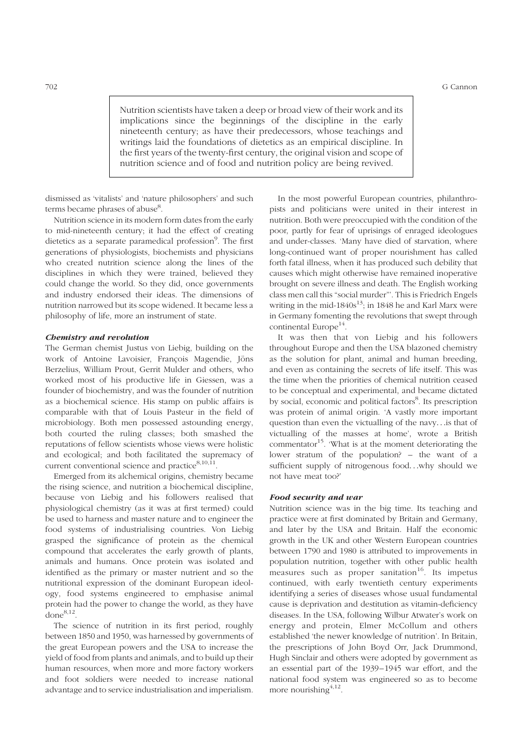Nutrition scientists have taken a deep or broad view of their work and its implications since the beginnings of the discipline in the early nineteenth century; as have their predecessors, whose teachings and writings laid the foundations of dietetics as an empirical discipline. In the first years of the twenty-first century, the original vision and scope of nutrition science and of food and nutrition policy are being revived.

dismissed as 'vitalists' and 'nature philosophers' and such terms became phrases of abuse[8].

Nutrition science in its modern form dates from the early to mid-nineteenth century; it had the effect of creating dietetics as a separate paramedical profession[9]. The first generations of physiologists, biochemists and physicians who created nutrition science along the lines of the disciplines in which they were trained, believed they could change the world. So they did, once governments and industry endorsed their ideas. The dimensions of nutrition narrowed but its scope widened. It became less a philosophy of life, more an instrument of state.

### *Chemistry and revolution*

The German chemist Justus von Liebig, building on the work of Antoine Lavoisier, François Magendie, Jöns Berzelius, William Prout, Gerrit Mulder and others, who worked most of his productive life in Giessen, was a founder of biochemistry, and was the founder of nutrition as a biochemical science. His stamp on public affairs is comparable with that of Louis Pasteur in the field of microbiology. Both men possessed astounding energy, both courted the ruling classes; both smashed the reputations of fellow scientists whose views were holistic and ecological; and both facilitated the supremacy of current conventional science and practice[8,10,11].

Emerged from its alchemical origins, chemistry became the rising science, and nutrition a biochemical discipline, because von Liebig and his followers realised that physiological chemistry (as it was at first termed) could be used to harness and master nature and to engineer the food systems of industrialising countries. Von Liebig grasped the significance of protein as the chemical compound that accelerates the early growth of plants, animals and humans. Once protein was isolated and identified as the primary or master nutrient and so the nutritional expression of the dominant European ideology, food systems engineered to emphasise animal protein had the power to change the world, as they have done[8,12].

The science of nutrition in its first period, roughly between 1850 and 1950, was harnessed by governments of the great European powers and the USA to increase the yield of food from plants and animals, and to build up their human resources, when more and more factory workers and foot soldiers were needed to increase national advantage and to service industrialisation and imperialism.

In the most powerful European countries, philanthropists and politicians were united in their interest in nutrition. Both were preoccupied with the condition of the poor, partly for fear of uprisings of enraged ideologues and under-classes. 'Many have died of starvation, where long-continued want of proper nourishment has called forth fatal illness, when it has produced such debility that causes which might otherwise have remained inoperative brought on severe illness and death. The English working class men call this "social murder"'. This is Friedrich Engels writing in the mid-1840s[13]; in 1848 he and Karl Marx were in Germany fomenting the revolutions that swept through continental Europe[14].

It was then that von Liebig and his followers throughout Europe and then the USA blazoned chemistry as the solution for plant, animal and human breeding, and even as containing the secrets of life itself. This was the time when the priorities of chemical nutrition ceased to be conceptual and experimental, and became dictated by social, economic and political factors[8]. Its prescription was protein of animal origin. 'A vastly more important question than even the victualling of the navy…is that of victualling of the masses at home', wrote a British commentator[15]. 'What is at the moment deteriorating the lower stratum of the population? – the want of a sufficient supply of nitrogenous food…why should we not have meat too?'

### *Food security and war*

Nutrition science was in the big time. Its teaching and practice were at first dominated by Britain and Germany, and later by the USA and Britain. Half the economic growth in the UK and other Western European countries between 1790 and 1980 is attributed to improvements in population nutrition, together with other public health measures such as proper sanitation[16]. Its impetus continued, with early twentieth century experiments identifying a series of diseases whose usual fundamental cause is deprivation and destitution as vitamin-deficiency diseases. In the USA, following Wilbur Atwater's work on energy and protein, Elmer McCollum and others established 'the newer knowledge of nutrition'. In Britain, the prescriptions of John Boyd Orr, Jack Drummond, Hugh Sinclair and others were adopted by government as an essential part of the 1939–1945 war effort, and the national food system was engineered so as to become more nourishing[4,12].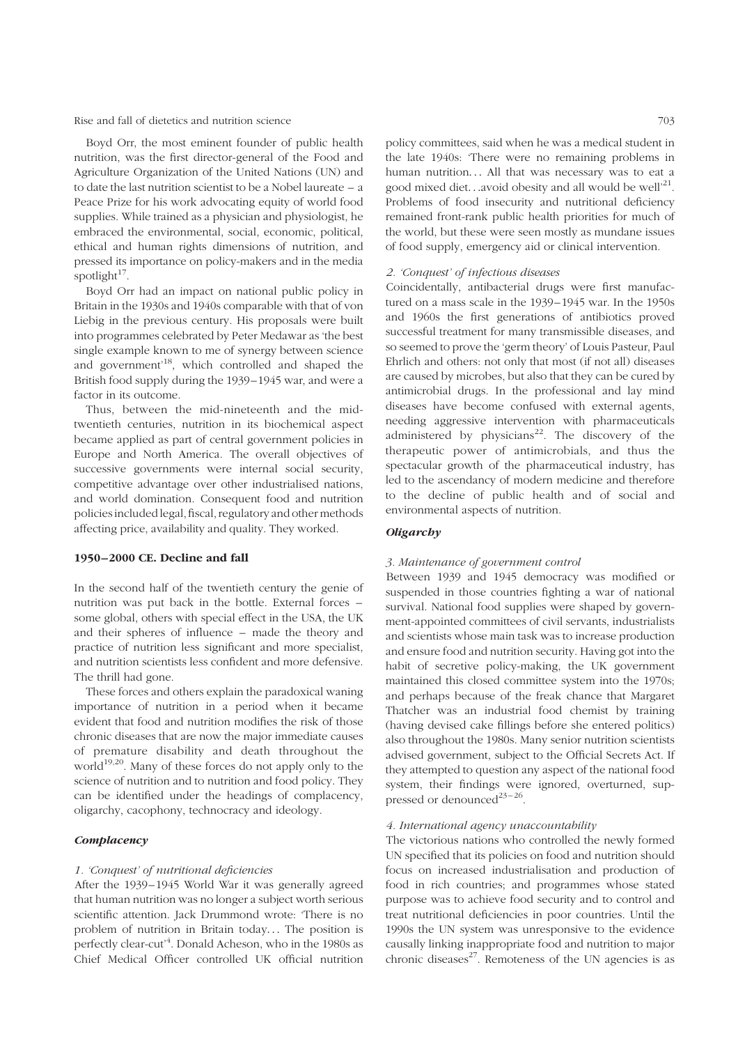Boyd Orr, the most eminent founder of public health nutrition, was the first director-general of the Food and Agriculture Organization of the United Nations (UN) and to date the last nutrition scientist to be a Nobel laureate – a Peace Prize for his work advocating equity of world food supplies. While trained as a physician and physiologist, he embraced the environmental, social, economic, political, ethical and human rights dimensions of nutrition, and pressed its importance on policy-makers and in the media spotlight[17].

Boyd Orr had an impact on national public policy in Britain in the 1930s and 1940s comparable with that of von Liebig in the previous century. His proposals were built into programmes celebrated by Peter Medawar as 'the best single example known to me of synergy between science and government'[18], which controlled and shaped the British food supply during the 1939–1945 war, and were a factor in its outcome.

Thus, between the mid-nineteenth and the mid-twentieth centuries, nutrition in its biochemical aspect became applied as part of central government policies in Europe and North America. The overall objectives of successive governments were internal social security, competitive advantage over other industrialised nations, and world domination. Consequent food and nutrition policies included legal, fiscal, regulatory and other methods affecting price, availability and quality. They worked.

## 1950–2000 CE. Decline and fall

In the second half of the twentieth century the genie of nutrition was put back in the bottle. External forces – some global, others with special effect in the USA, the UK and their spheres of influence – made the theory and practice of nutrition less significant and more specialist, and nutrition scientists less confident and more defensive. The thrill had gone.

These forces and others explain the paradoxical waning importance of nutrition in a period when it became evident that food and nutrition modifies the risk of those chronic diseases that are now the major immediate causes of premature disability and death throughout the world[19,20]. Many of these forces do not apply only to the science of nutrition and to nutrition and food policy. They can be identified under the headings of complacency, oligarchy, cacophony, technocracy and ideology.

### *Complacency*

#### *1. 'Conquest' of nutritional deficiencies*

After the 1939–1945 World War it was generally agreed that human nutrition was no longer a subject worth serious scientific attention. Jack Drummond wrote: 'There is no problem of nutrition in Britain today... The position is perfectly clear-cut'[4]. Donald Acheson, who in the 1980s as Chief Medical Officer controlled UK official nutrition policy committees, said when he was a medical student in the late 1940s: 'There were no remaining problems in human nutrition... All that was necessary was to eat a good mixed diet...avoid obesity and all would be well'[21]. Problems of food insecurity and nutritional deficiency remained front-rank public health priorities for much of the world, but these were seen mostly as mundane issues of food supply, emergency aid or clinical intervention.

#### *2. 'Conquest' of infectious diseases*

Coincidentally, antibacterial drugs were first manufactured on a mass scale in the 1939–1945 war. In the 1950s and 1960s the first generations of antibiotics proved successful treatment for many transmissible diseases, and so seemed to prove the 'germ theory' of Louis Pasteur, Paul Ehrlich and others: not only that most (if not all) diseases are caused by microbes, but also that they can be cured by antimicrobial drugs. In the professional and lay mind diseases have become confused with external agents, needing aggressive intervention with pharmaceuticals administered by physicians[22]. The discovery of the therapeutic power of antimicrobials, and thus the spectacular growth of the pharmaceutical industry, has led to the ascendancy of modern medicine and therefore to the decline of public health and of social and environmental aspects of nutrition.

### *Oligarchy*

#### *3. Maintenance of government control*

Between 1939 and 1945 democracy was modified or suspended in those countries fighting a war of national survival. National food supplies were shaped by government-appointed committees of civil servants, industrialists and scientists whose main task was to increase production and ensure food and nutrition security. Having got into the habit of secretive policy-making, the UK government maintained this closed committee system into the 1970s; and perhaps because of the freak chance that Margaret Thatcher was an industrial food chemist by training (having devised cake fillings before she entered politics) also throughout the 1980s. Many senior nutrition scientists advised government, subject to the Official Secrets Act. If they attempted to question any aspect of the national food system, their findings were ignored, overturned, suppressed or denounced[23–26].

#### *4. International agency unaccountability*

The victorious nations who controlled the newly formed UN specified that its policies on food and nutrition should focus on increased industrialisation and production of food in rich countries; and programmes whose stated purpose was to achieve food security and to control and treat nutritional deficiencies in poor countries. Until the 1990s the UN system was unresponsive to the evidence causally linking inappropriate food and nutrition to major chronic diseases[27]. Remoteness of the UN agencies is as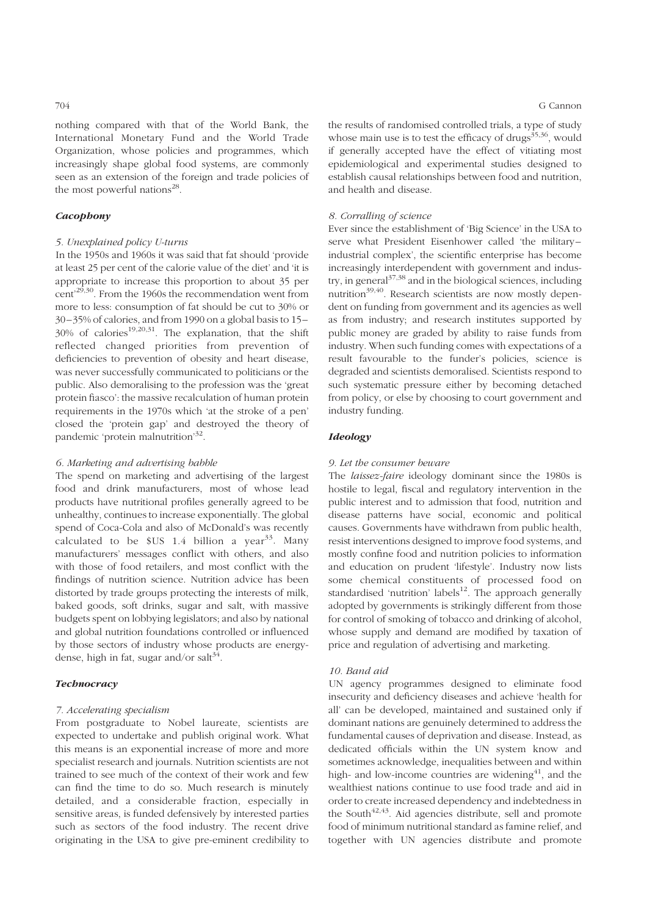nothing compared with that of the World Bank, the International Monetary Fund and the World Trade Organization, whose policies and programmes, which increasingly shape global food systems, are commonly seen as an extension of the foreign and trade policies of the most powerful nations[28].

### *Cacophony*

#### *5. Unexplained policy U-turns*

In the 1950s and 1960s it was said that fat should 'provide at least 25 per cent of the calorie value of the diet' and 'it is appropriate to increase this proportion to about 35 per cent'[29,30]. From the 1960s the recommendation went from more to less: consumption of fat should be cut to 30% or 30–35% of calories, and from 1990 on a global basis to 15–30% of calories[19,20,31]. The explanation, that the shift reflected changed priorities from prevention of deficiencies to prevention of obesity and heart disease, was never successfully communicated to politicians or the public. Also demoralising to the profession was the 'great protein fiasco': the massive recalculation of human protein requirements in the 1970s which 'at the stroke of a pen' closed the 'protein gap' and destroyed the theory of pandemic 'protein malnutrition'[32].

#### *6. Marketing and advertising babble*

The spend on marketing and advertising of the largest food and drink manufacturers, most of whose lead products have nutritional profiles generally agreed to be unhealthy, continues to increase exponentially. The global spend of Coca-Cola and also of McDonald's was recently calculated to be \$US 1.4 billion a year[33]. Many manufacturers' messages conflict with others, and also with those of food retailers, and most conflict with the findings of nutrition science. Nutrition advice has been distorted by trade groups protecting the interests of milk, baked goods, soft drinks, sugar and salt, with massive budgets spent on lobbying legislators; and also by national and global nutrition foundations controlled or influenced by those sectors of industry whose products are energy-dense, high in fat, sugar and/or salt[34].

### *Technocracy*

#### *7. Accelerating specialism*

From postgraduate to Nobel laureate, scientists are expected to undertake and publish original work. What this means is an exponential increase of more and more specialist research and journals. Nutrition scientists are not trained to see much of the context of their work and few can find the time to do so. Much research is minutely detailed, and a considerable fraction, especially in sensitive areas, is funded defensively by interested parties such as sectors of the food industry. The recent drive originating in the USA to give pre-eminent credibility to the results of randomised controlled trials, a type of study whose main use is to test the efficacy of drugs[35,36], would if generally accepted have the effect of vitiating most epidemiological and experimental studies designed to establish causal relationships between food and nutrition, and health and disease.

#### *8. Corralling of science*

Ever since the establishment of 'Big Science' in the USA to serve what President Eisenhower called 'the military–industrial complex', the scientific enterprise has become increasingly interdependent with government and industry, in general[37,38] and in the biological sciences, including nutrition[39,40]. Research scientists are now mostly dependent on funding from government and its agencies as well as from industry; and research institutes supported by public money are graded by ability to raise funds from industry. When such funding comes with expectations of a result favourable to the funder's policies, science is degraded and scientists demoralised. Scientists respond to such systematic pressure either by becoming detached from policy, or else by choosing to court government and industry funding.

### *Ideology*

#### *9. Let the consumer beware*

The *laissez-faire* ideology dominant since the 1980s is hostile to legal, fiscal and regulatory intervention in the public interest and to admission that food, nutrition and disease patterns have social, economic and political causes. Governments have withdrawn from public health, resist interventions designed to improve food systems, and mostly confine food and nutrition policies to information and education on prudent 'lifestyle'. Industry now lists some chemical constituents of processed food on standardised 'nutrition' labels[12]. The approach generally adopted by governments is strikingly different from those for control of smoking of tobacco and drinking of alcohol, whose supply and demand are modified by taxation of price and regulation of advertising and marketing.

#### *10. Band aid*

UN agency programmes designed to eliminate food insecurity and deficiency diseases and achieve 'health for all' can be developed, maintained and sustained only if dominant nations are genuinely determined to address the fundamental causes of deprivation and disease. Instead, as dedicated officials within the UN system know and sometimes acknowledge, inequalities between and within high- and low-income countries are widening[41], and the wealthiest nations continue to use food trade and aid in order to create increased dependency and indebtedness in the South[42,43]. Aid agencies distribute, sell and promote food of minimum nutritional standard as famine relief, and together with UN agencies distribute and promote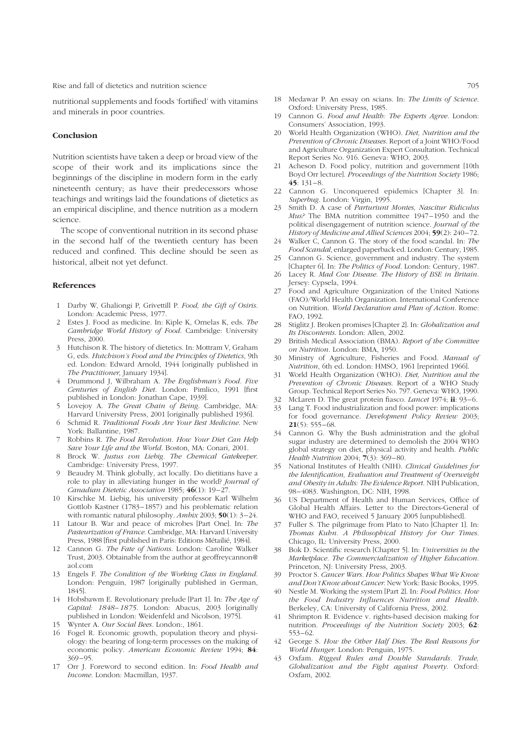nutritional supplements and foods 'fortified' with vitamins and minerals in poor countries.

## Conclusion

Nutrition scientists have taken a deep or broad view of the scope of their work and its implications since the beginnings of the discipline in modern form in the early nineteenth century; as have their predecessors whose teachings and writings laid the foundations of dietetics as an empirical discipline, and thence nutrition as a modern science.

The scope of conventional nutrition in its second phase in the second half of the twentieth century has been reduced and confined. This decline should be seen as historical, albeit not yet defunct.

## References

1. Darby W, Ghaliongi P, Grivettill P. *Food, the Gift of Osiris*. London: Academic Press, 1977.
2. Estes J. Food as medicine. In: Kiple K, Ornelas K, eds. *The Cambridge World History of Food*. Cambridge: University Press, 2000.
3. Hutchison R. The history of dietetics. In: Mottram V, Graham G, eds. *Hutchison's Food and the Principles of Dietetics*, 9th ed. London: Edward Arnold, 1944 [originally published in *The Practitioner*, January 1934].
4. Drummond J, Wilbraham A. *The Englishman's Food. Five Centuries of English Diet*. London: Pimlico, 1991 [first published in London: Jonathan Cape, 1939].
5. Lovejoy A. *The Great Chain of Being*. Cambridge, MA: Harvard University Press, 2001 [originally published 1936].
6. Schmid R. *Traditional Foods Are Your Best Medicine*. New York: Ballantine, 1987.
7. Robbins R. *The Food Revolution. How Your Diet Can Help Save Your Life and the World*. Boston, MA: Conari, 2001.
8. Brock W. *Justus von Liebig. The Chemical Gatekeeper*. Cambridge: University Press, 1997.
9. Beaudry M. Think globally, act locally. Do dietitians have a role to play in alleviating hunger in the world? *Journal of Canadian Dietetic Association* 1985; **46**(1): 19–27.
10. Kirschke M. Liebig, his university professor Karl Wilhelm Gottlob Kastner (1783–1857) and his problematic relation with romantic natural philosophy. *Ambix* 2003; **50**(1): 3–24.
11. Latour B. War and peace of microbes [Part One]. In: *The Pasteurization of France*. Cambridge, MA: Harvard University Press, 1988 [first published in Paris: Editions Métailié, 1984].
12. Cannon G. *The Fate of Nations*. London: Caroline Walker Trust, 2003. Obtainable from the author at geoffreycannon@aol.com
13. Engels F. *The Condition of the Working Class in England*. London: Penguin, 1987 [originally published in German, 1845].
14. Hobsbawm E. Revolutionary prelude [Part 1]. In: *The Age of Capital: 1848–1875*. London: Abacus, 2003 [originally published in London: Weidenfeld and Nicolson, 1975].
15. Wynter A. *Our Social Bees*. London:, 1861.
16. Fogel R. Economic growth, population theory and physiology: the bearing of long-term processes on the making of economic policy. *American Economic Review* 1994; **84**: 369–95.
17. Orr J. Foreword to second edition. In: *Food Health and Income*. London: Macmillan, 1937.
18. Medawar P. An essay on scians. In: *The Limits of Science*. Oxford: University Press, 1985.
19. Cannon G. *Food and Health: The Experts Agree*. London: Consumers' Association, 1993.
20. World Health Organization (WHO). *Diet, Nutrition and the Prevention of Chronic Diseases*. Report of a Joint WHO/Food and Agriculture Organization Expert Consultation. Technical Report Series No. 916. Geneva: WHO, 2003.
21. Acheson D. Food policy, nutrition and government [10th Boyd Orr lecture]. *Proceedings of the Nutrition Society* 1986; **45**: 131–8.
22. Cannon G. Unconquered epidemics [Chapter 3]. In: *Superbug*. London: Virgin, 1995.
23. Smith D. A case of *Parturiunt Montes, Nascitur Ridiculus Mus?* The BMA nutrition committee 1947–1950 and the political disengagement of nutrition science. *Journal of the History of Medicine and Allied Sciences* 2004; **59**(2): 240–72.
24. Walker C, Cannon G. The story of the food scandal. In: *The Food Scandal*, enlarged paperback ed. London: Century, 1985.
25. Cannon G. Science, government and industry. The system [Chapter 6]. In: *The Politics of Food*. London: Century, 1987.
26. Lacey R. *Mad Cow Disease. The History of BSE in Britain*. Jersey: Cypsela, 1994.
27. Food and Agriculture Organization of the United Nations (FAO)/World Health Organization. International Conference on Nutrition. *World Declaration and Plan of Action*. Rome: FAO, 1992.
28. Stiglitz J. Broken promises [Chapter 2]. In: *Globalization and Its Discontents*. London: Allen, 2002.
29. British Medical Association (BMA). *Report of the Committee on Nutrition*. London: BMA, 1950.
30. Ministry of Agriculture, Fisheries and Food. *Manual of Nutrition*, 6th ed. London: HMSO, 1961 [reprinted 1966].
31. World Health Organization (WHO). *Diet, Nutrition and the Prevention of Chronic Diseases*. Report of a WHO Study Group. Technical Report Series No. 797. Geneva: WHO, 1990.
32. McLaren D. The great protein fiasco. *Lancet* 1974; **ii**: 93–6.
33. Lang T. Food industrialization and food power: implications for food governance. *Development Policy Review* 2003; **21**(5): 555–68.
34. Cannon G. Why the Bush administration and the global sugar industry are determined to demolish the 2004 WHO global strategy on diet, physical activity and health. *Public Health Nutrition* 2004; **7**(3): 369–80.
35. National Institutes of Health (NIH). *Clinical Guidelines for the Identification, Evaluation and Treatment of Overweight and Obesity in Adults: The Evidence Report*. NIH Publication, 98–4083. Washington, DC: NIH, 1998.
36. US Department of Health and Human Services, Office of Global Health Affairs. Letter to the Directors-General of WHO and FAO, received 5 January 2005 [unpublished].
37. Fuller S. The pilgrimage from Plato to Nato [Chapter 1]. In: *Thomas Kuhn. A Philosophical History for Our Times*. Chicago, IL: University Press, 2000.
38. Bok D. Scientific research [Chapter 5]. In: *Universities in the Marketplace. The Commercialization of Higher Education*. Princeton, NJ: University Press, 2003.
39. Proctor S. *Cancer Wars. How Politics Shapes What We Know and Don't Know about Cancer*. New York: Basic Books, 1995.
40. Nestle M. Working the system [Part 2]. In: *Food Politics. How the Food Industry Influences Nutrition and Health*. Berkeley, CA: University of California Press, 2002.
41. Shrimpton R. Evidence v. rights-based decision making for nutrition. *Proceedings of the Nutrition Society* 2003; **62**: 553–62.
42. George S. *How the Other Half Dies. The Real Reasons for World Hunger*. London: Penguin, 1975.
43. Oxfam. *Rigged Rules and Double Standards. Trade, Globalization and the Fight against Poverty*. Oxford: Oxfam, 2002.